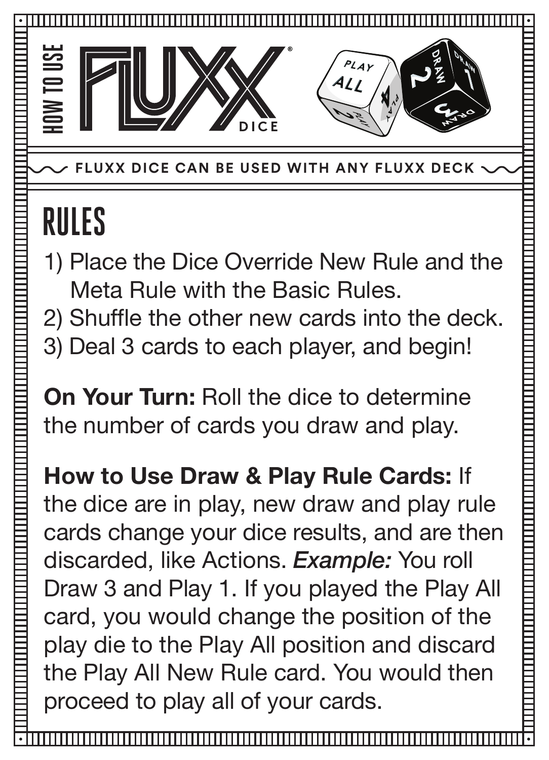# HOW TO USE FLUXX® DICE

FLUXX DICE CAN BE USED WITH ANY FLUXX DECK

## RULES

1) Place the Dice Override New Rule and the Meta Rule with the Basic Rules.
2) Shuffle the other new cards into the deck.
3) Deal 3 cards to each player, and begin!

**On Your Turn:** Roll the dice to determine the number of cards you draw and play.

**How to Use Draw & Play Rule Cards:** If the dice are in play, new draw and play rule cards change your dice results, and are then discarded, like Actions. ***Example:*** You roll Draw 3 and Play 1. If you played the Play All card, you would change the position of the play die to the Play All position and discard the Play All New Rule card. You would then proceed to play all of your cards.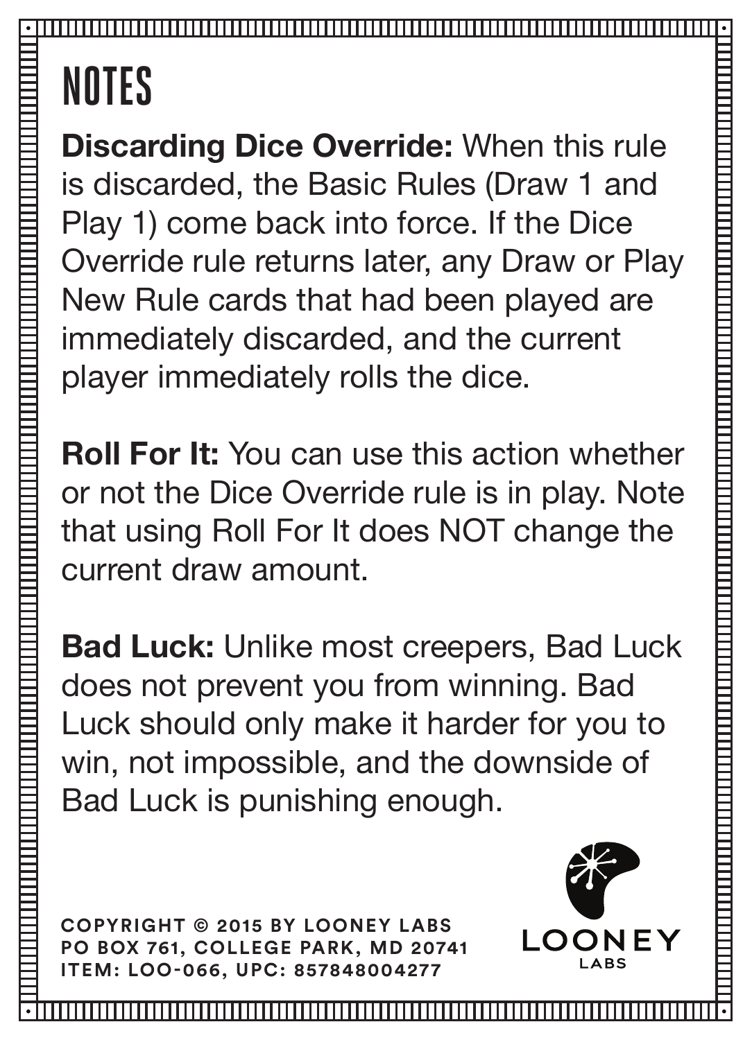# NOTES

**Discarding Dice Override:** When this rule is discarded, the Basic Rules (Draw 1 and Play 1) come back into force. If the Dice Override rule returns later, any Draw or Play New Rule cards that had been played are immediately discarded, and the current player immediately rolls the dice.

**Roll For It:** You can use this action whether or not the Dice Override rule is in play. Note that using Roll For It does NOT change the current draw amount.

**Bad Luck:** Unlike most creepers, Bad Luck does not prevent you from winning. Bad Luck should only make it harder for you to win, not impossible, and the downside of Bad Luck is punishing enough.

COPYRIGHT © 2015 BY LOONEY LABS
PO BOX 761, COLLEGE PARK, MD 20741
ITEM: LOO-066, UPC: 857848004277

LOONEY LABS